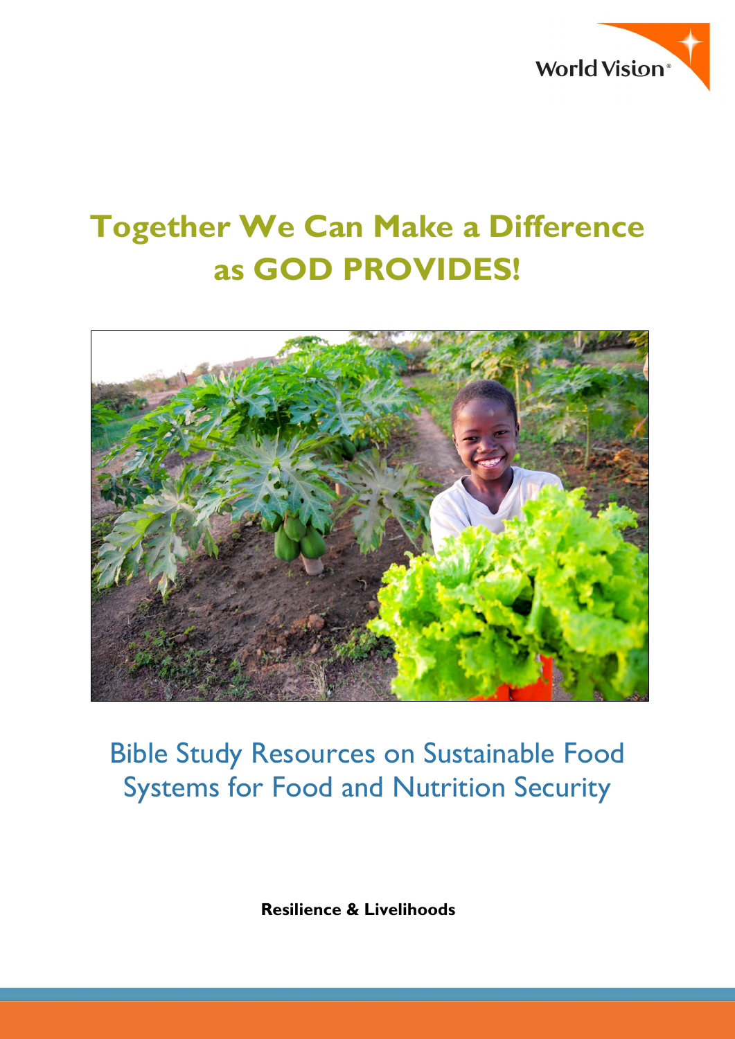World Vision

# Together We Can Make a Difference as GOD PROVIDES!

## Bible Study Resources on Sustainable Food Systems for Food and Nutrition Security

**Resilience & Livelihoods**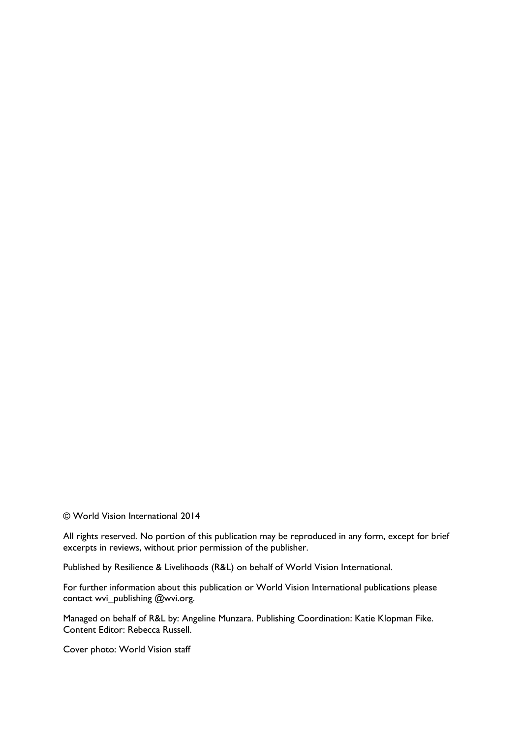© World Vision International 2014

All rights reserved. No portion of this publication may be reproduced in any form, except for brief excerpts in reviews, without prior permission of the publisher.

Published by Resilience & Livelihoods (R&L) on behalf of World Vision International.

For further information about this publication or World Vision International publications please contact wvi_publishing @wvi.org.

Managed on behalf of R&L by: Angeline Munzara. Publishing Coordination: Katie Klopman Fike. Content Editor: Rebecca Russell.

Cover photo: World Vision staff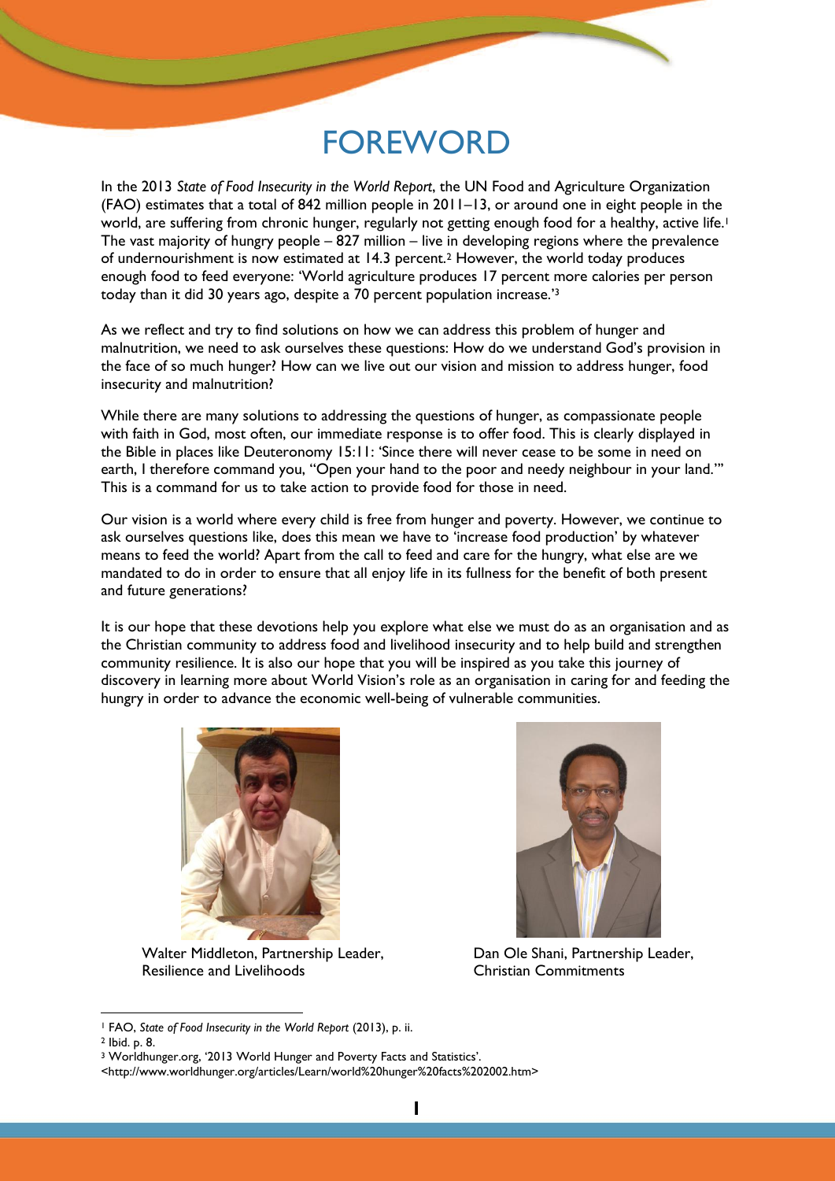# FOREWORD

In the 2013 *State of Food Insecurity in the World Report*, the UN Food and Agriculture Organization (FAO) estimates that a total of 842 million people in 2011–13, or around one in eight people in the world, are suffering from chronic hunger, regularly not getting enough food for a healthy, active life.[1] The vast majority of hungry people – 827 million – live in developing regions where the prevalence of undernourishment is now estimated at 14.3 percent.[2] However, the world today produces enough food to feed everyone: 'World agriculture produces 17 percent more calories per person today than it did 30 years ago, despite a 70 percent population increase.'[3]

As we reflect and try to find solutions on how we can address this problem of hunger and malnutrition, we need to ask ourselves these questions: How do we understand God's provision in the face of so much hunger? How can we live out our vision and mission to address hunger, food insecurity and malnutrition?

While there are many solutions to addressing the questions of hunger, as compassionate people with faith in God, most often, our immediate response is to offer food. This is clearly displayed in the Bible in places like Deuteronomy 15:11: 'Since there will never cease to be some in need on earth, I therefore command you, "Open your hand to the poor and needy neighbour in your land."' This is a command for us to take action to provide food for those in need.

Our vision is a world where every child is free from hunger and poverty. However, we continue to ask ourselves questions like, does this mean we have to 'increase food production' by whatever means to feed the world? Apart from the call to feed and care for the hungry, what else are we mandated to do in order to ensure that all enjoy life in its fullness for the benefit of both present and future generations?

It is our hope that these devotions help you explore what else we must do as an organisation and as the Christian community to address food and livelihood insecurity and to help build and strengthen community resilience. It is also our hope that you will be inspired as you take this journey of discovery in learning more about World Vision's role as an organisation in caring for and feeding the hungry in order to advance the economic well-being of vulnerable communities.

Walter Middleton, Partnership Leader, Resilience and Livelihoods

Dan Ole Shani, Partnership Leader, Christian Commitments

---

[1] FAO, *State of Food Insecurity in the World Report* (2013), p. ii.

[2] Ibid. p. 8.

[3] Worldhunger.org, '2013 World Hunger and Poverty Facts and Statistics'. <http://www.worldhunger.org/articles/Learn/world%20hunger%20facts%202002.htm>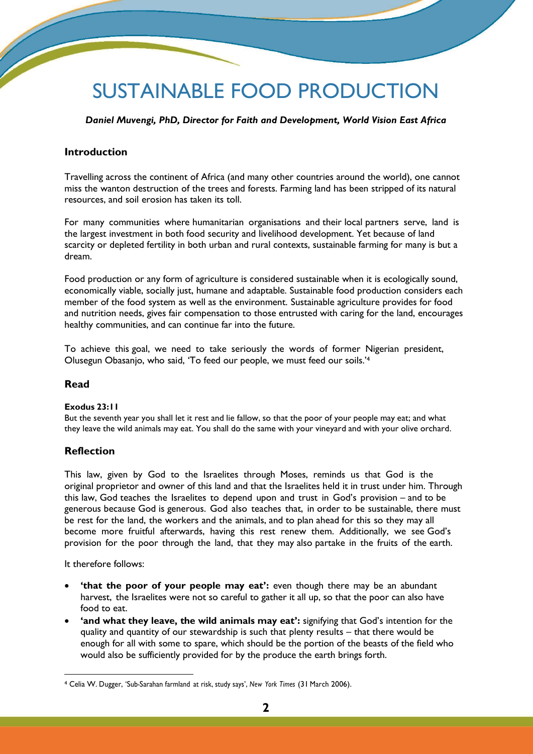# SUSTAINABLE FOOD PRODUCTION

***Daniel Muvengi, PhD, Director for Faith and Development, World Vision East Africa***

## Introduction

Travelling across the continent of Africa (and many other countries around the world), one cannot miss the wanton destruction of the trees and forests. Farming land has been stripped of its natural resources, and soil erosion has taken its toll.

For many communities where humanitarian organisations and their local partners serve, land is the largest investment in both food security and livelihood development. Yet because of land scarcity or depleted fertility in both urban and rural contexts, sustainable farming for many is but a dream.

Food production or any form of agriculture is considered sustainable when it is ecologically sound, economically viable, socially just, humane and adaptable. Sustainable food production considers each member of the food system as well as the environment. Sustainable agriculture provides for food and nutrition needs, gives fair compensation to those entrusted with caring for the land, encourages healthy communities, and can continue far into the future.

To achieve this goal, we need to take seriously the words of former Nigerian president, Olusegun Obasanjo, who said, 'To feed our people, we must feed our soils.'[4]

## Read

**Exodus 23:11**

But the seventh year you shall let it rest and lie fallow, so that the poor of your people may eat; and what they leave the wild animals may eat. You shall do the same with your vineyard and with your olive orchard.

## Reflection

This law, given by God to the Israelites through Moses, reminds us that God is the original proprietor and owner of this land and that the Israelites held it in trust under him. Through this law, God teaches the Israelites to depend upon and trust in God's provision – and to be generous because God is generous. God also teaches that, in order to be sustainable, there must be rest for the land, the workers and the animals, and to plan ahead for this so they may all become more fruitful afterwards, having this rest renew them. Additionally, we see God's provision for the poor through the land, that they may also partake in the fruits of the earth.

It therefore follows:

- **'that the poor of your people may eat':** even though there may be an abundant harvest, the Israelites were not so careful to gather it all up, so that the poor can also have food to eat.
- **'and what they leave, the wild animals may eat':** signifying that God's intention for the quality and quantity of our stewardship is such that plenty results – that there would be enough for all with some to spare, which should be the portion of the beasts of the field who would also be sufficiently provided for by the produce the earth brings forth.

---

[4] Celia W. Dugger, 'Sub-Sarahan farmland at risk, study says', *New York Times* (31 March 2006).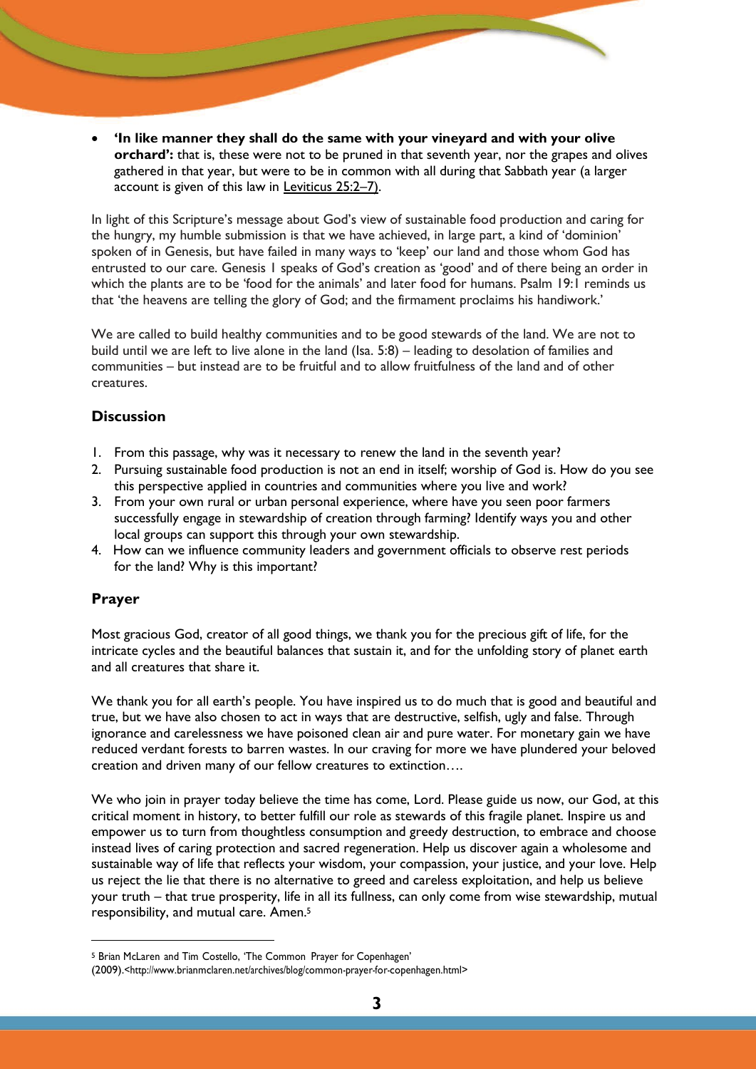- **'In like manner they shall do the same with your vineyard and with your olive orchard':** that is, these were not to be pruned in that seventh year, nor the grapes and olives gathered in that year, but were to be in common with all during that Sabbath year (a larger account is given of this law in Leviticus 25:2–7).

In light of this Scripture's message about God's view of sustainable food production and caring for the hungry, my humble submission is that we have achieved, in large part, a kind of 'dominion' spoken of in Genesis, but have failed in many ways to 'keep' our land and those whom God has entrusted to our care. Genesis 1 speaks of God's creation as 'good' and of there being an order in which the plants are to be 'food for the animals' and later food for humans. Psalm 19:1 reminds us that 'the heavens are telling the glory of God; and the firmament proclaims his handiwork.'

We are called to build healthy communities and to be good stewards of the land. We are not to build until we are left to live alone in the land (Isa. 5:8) – leading to desolation of families and communities – but instead are to be fruitful and to allow fruitfulness of the land and of other creatures.

## Discussion

1. From this passage, why was it necessary to renew the land in the seventh year?
2. Pursuing sustainable food production is not an end in itself; worship of God is. How do you see this perspective applied in countries and communities where you live and work?
3. From your own rural or urban personal experience, where have you seen poor farmers successfully engage in stewardship of creation through farming? Identify ways you and other local groups can support this through your own stewardship.
4. How can we influence community leaders and government officials to observe rest periods for the land? Why is this important?

## Prayer

Most gracious God, creator of all good things, we thank you for the precious gift of life, for the intricate cycles and the beautiful balances that sustain it, and for the unfolding story of planet earth and all creatures that share it.

We thank you for all earth's people. You have inspired us to do much that is good and beautiful and true, but we have also chosen to act in ways that are destructive, selfish, ugly and false. Through ignorance and carelessness we have poisoned clean air and pure water. For monetary gain we have reduced verdant forests to barren wastes. In our craving for more we have plundered your beloved creation and driven many of our fellow creatures to extinction….

We who join in prayer today believe the time has come, Lord. Please guide us now, our God, at this critical moment in history, to better fulfill our role as stewards of this fragile planet. Inspire us and empower us to turn from thoughtless consumption and greedy destruction, to embrace and choose instead lives of caring protection and sacred regeneration. Help us discover again a wholesome and sustainable way of life that reflects your wisdom, your compassion, your justice, and your love. Help us reject the lie that there is no alternative to greed and careless exploitation, and help us believe your truth – that true prosperity, life in all its fullness, can only come from wise stewardship, mutual responsibility, and mutual care. Amen.[5]

[5] Brian McLaren and Tim Costello, 'The Common Prayer for Copenhagen' (2009).<http://www.brianmclaren.net/archives/blog/common-prayer-for-copenhagen.html>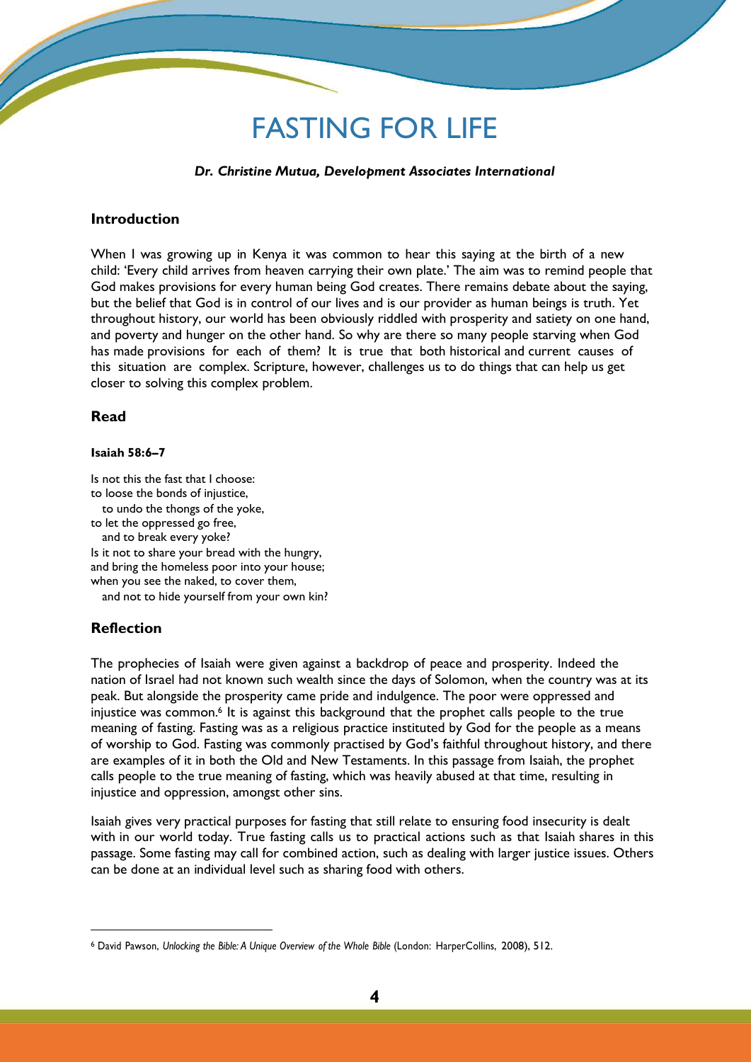# FASTING FOR LIFE

***Dr. Christine Mutua, Development Associates International***

## Introduction

When I was growing up in Kenya it was common to hear this saying at the birth of a new child: 'Every child arrives from heaven carrying their own plate.' The aim was to remind people that God makes provisions for every human being God creates. There remains debate about the saying, but the belief that God is in control of our lives and is our provider as human beings is truth. Yet throughout history, our world has been obviously riddled with prosperity and satiety on one hand, and poverty and hunger on the other hand. So why are there so many people starving when God has made provisions for each of them? It is true that both historical and current causes of this situation are complex. Scripture, however, challenges us to do things that can help us get closer to solving this complex problem.

## Read

**Isaiah 58:6–7**

Is not this the fast that I choose:
to loose the bonds of injustice,
  to undo the thongs of the yoke,
to let the oppressed go free,
  and to break every yoke?
Is it not to share your bread with the hungry,
and bring the homeless poor into your house;
when you see the naked, to cover them,
  and not to hide yourself from your own kin?

## Reflection

The prophecies of Isaiah were given against a backdrop of peace and prosperity. Indeed the nation of Israel had not known such wealth since the days of Solomon, when the country was at its peak. But alongside the prosperity came pride and indulgence. The poor were oppressed and injustice was common.[6] It is against this background that the prophet calls people to the true meaning of fasting. Fasting was as a religious practice instituted by God for the people as a means of worship to God. Fasting was commonly practised by God's faithful throughout history, and there are examples of it in both the Old and New Testaments. In this passage from Isaiah, the prophet calls people to the true meaning of fasting, which was heavily abused at that time, resulting in injustice and oppression, amongst other sins.

Isaiah gives very practical purposes for fasting that still relate to ensuring food insecurity is dealt with in our world today. True fasting calls us to practical actions such as that Isaiah shares in this passage. Some fasting may call for combined action, such as dealing with larger justice issues. Others can be done at an individual level such as sharing food with others.

---

[6] David Pawson, *Unlocking the Bible: A Unique Overview of the Whole Bible* (London: HarperCollins, 2008), 512.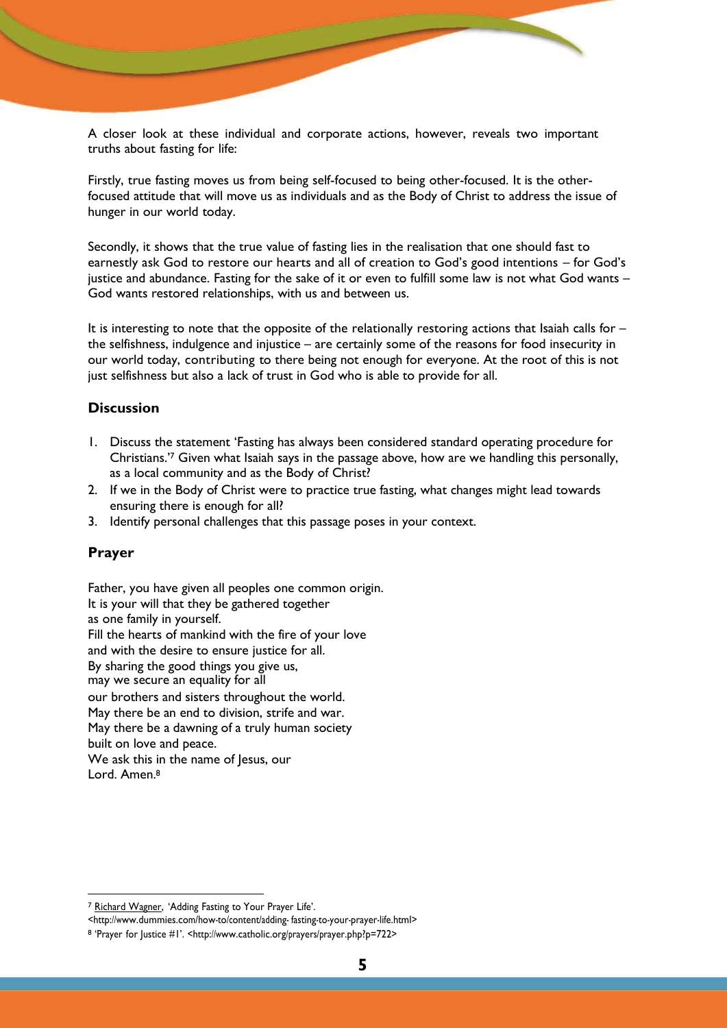A closer look at these individual and corporate actions, however, reveals two important truths about fasting for life:

Firstly, true fasting moves us from being self-focused to being other-focused. It is the other-focused attitude that will move us as individuals and as the Body of Christ to address the issue of hunger in our world today.

Secondly, it shows that the true value of fasting lies in the realisation that one should fast to earnestly ask God to restore our hearts and all of creation to God's good intentions – for God's justice and abundance. Fasting for the sake of it or even to fulfill some law is not what God wants – God wants restored relationships, with us and between us.

It is interesting to note that the opposite of the relationally restoring actions that Isaiah calls for – the selfishness, indulgence and injustice – are certainly some of the reasons for food insecurity in our world today, contributing to there being not enough for everyone. At the root of this is not just selfishness but also a lack of trust in God who is able to provide for all.

### Discussion

1. Discuss the statement 'Fasting has always been considered standard operating procedure for Christians.'[7] Given what Isaiah says in the passage above, how are we handling this personally, as a local community and as the Body of Christ?
2. If we in the Body of Christ were to practice true fasting, what changes might lead towards ensuring there is enough for all?
3. Identify personal challenges that this passage poses in your context.

### Prayer

Father, you have given all peoples one common origin.
It is your will that they be gathered together
as one family in yourself.
Fill the hearts of mankind with the fire of your love
and with the desire to ensure justice for all.
By sharing the good things you give us,
may we secure an equality for all
our brothers and sisters throughout the world.
May there be an end to division, strife and war.
May there be a dawning of a truly human society
built on love and peace.
We ask this in the name of Jesus, our
Lord. Amen.[8]

---

[7] Richard Wagner, 'Adding Fasting to Your Prayer Life'.
<http://www.dummies.com/how-to/content/adding- fasting-to-your-prayer-life.html>

[8] 'Prayer for Justice #1'. <http://www.catholic.org/prayers/prayer.php?p=722>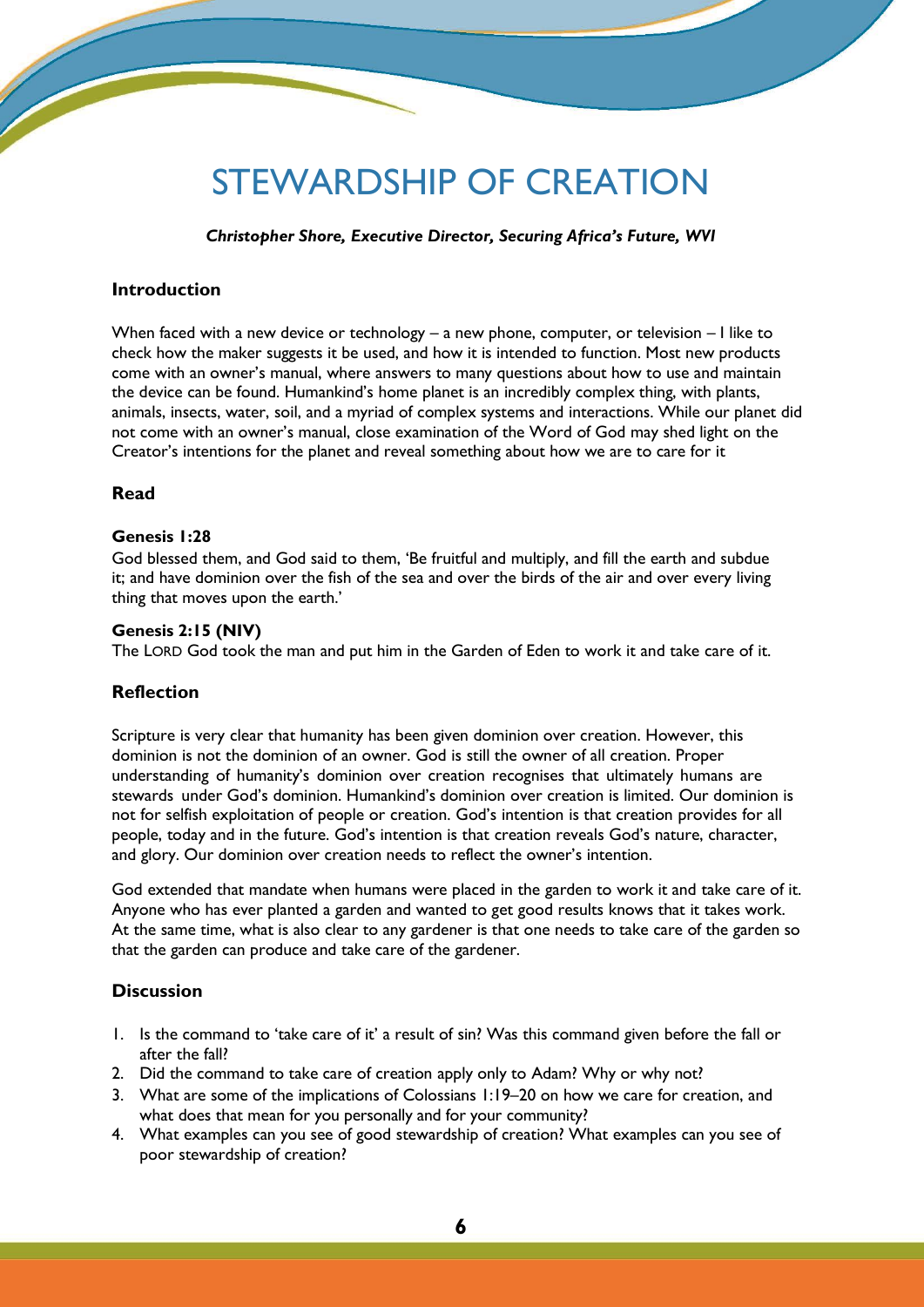# STEWARDSHIP OF CREATION

***Christopher Shore, Executive Director, Securing Africa's Future, WVI***

## Introduction

When faced with a new device or technology – a new phone, computer, or television – I like to check how the maker suggests it be used, and how it is intended to function. Most new products come with an owner's manual, where answers to many questions about how to use and maintain the device can be found. Humankind's home planet is an incredibly complex thing, with plants, animals, insects, water, soil, and a myriad of complex systems and interactions. While our planet did not come with an owner's manual, close examination of the Word of God may shed light on the Creator's intentions for the planet and reveal something about how we are to care for it

## Read

**Genesis 1:28**
God blessed them, and God said to them, 'Be fruitful and multiply, and fill the earth and subdue it; and have dominion over the fish of the sea and over the birds of the air and over every living thing that moves upon the earth.'

**Genesis 2:15 (NIV)**
The LORD God took the man and put him in the Garden of Eden to work it and take care of it.

## Reflection

Scripture is very clear that humanity has been given dominion over creation. However, this dominion is not the dominion of an owner. God is still the owner of all creation. Proper understanding of humanity's dominion over creation recognises that ultimately humans are stewards under God's dominion. Humankind's dominion over creation is limited. Our dominion is not for selfish exploitation of people or creation. God's intention is that creation provides for all people, today and in the future. God's intention is that creation reveals God's nature, character, and glory. Our dominion over creation needs to reflect the owner's intention.

God extended that mandate when humans were placed in the garden to work it and take care of it. Anyone who has ever planted a garden and wanted to get good results knows that it takes work. At the same time, what is also clear to any gardener is that one needs to take care of the garden so that the garden can produce and take care of the gardener.

## Discussion

1. Is the command to 'take care of it' a result of sin? Was this command given before the fall or after the fall?
2. Did the command to take care of creation apply only to Adam? Why or why not?
3. What are some of the implications of Colossians 1:19–20 on how we care for creation, and what does that mean for you personally and for your community?
4. What examples can you see of good stewardship of creation? What examples can you see of poor stewardship of creation?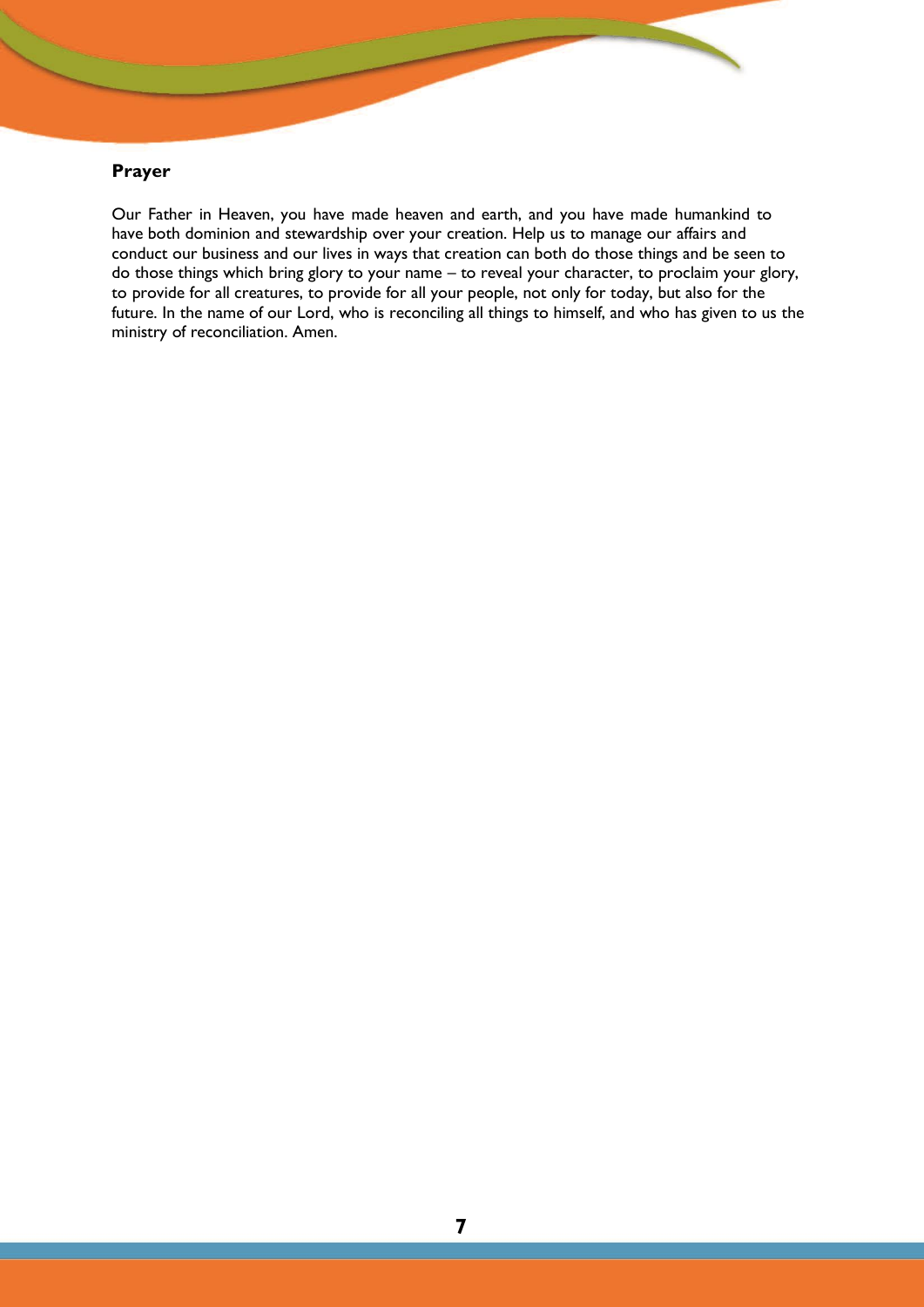**Prayer**

Our Father in Heaven, you have made heaven and earth, and you have made humankind to have both dominion and stewardship over your creation. Help us to manage our affairs and conduct our business and our lives in ways that creation can both do those things and be seen to do those things which bring glory to your name – to reveal your character, to proclaim your glory, to provide for all creatures, to provide for all your people, not only for today, but also for the future. In the name of our Lord, who is reconciling all things to himself, and who has given to us the ministry of reconciliation. Amen.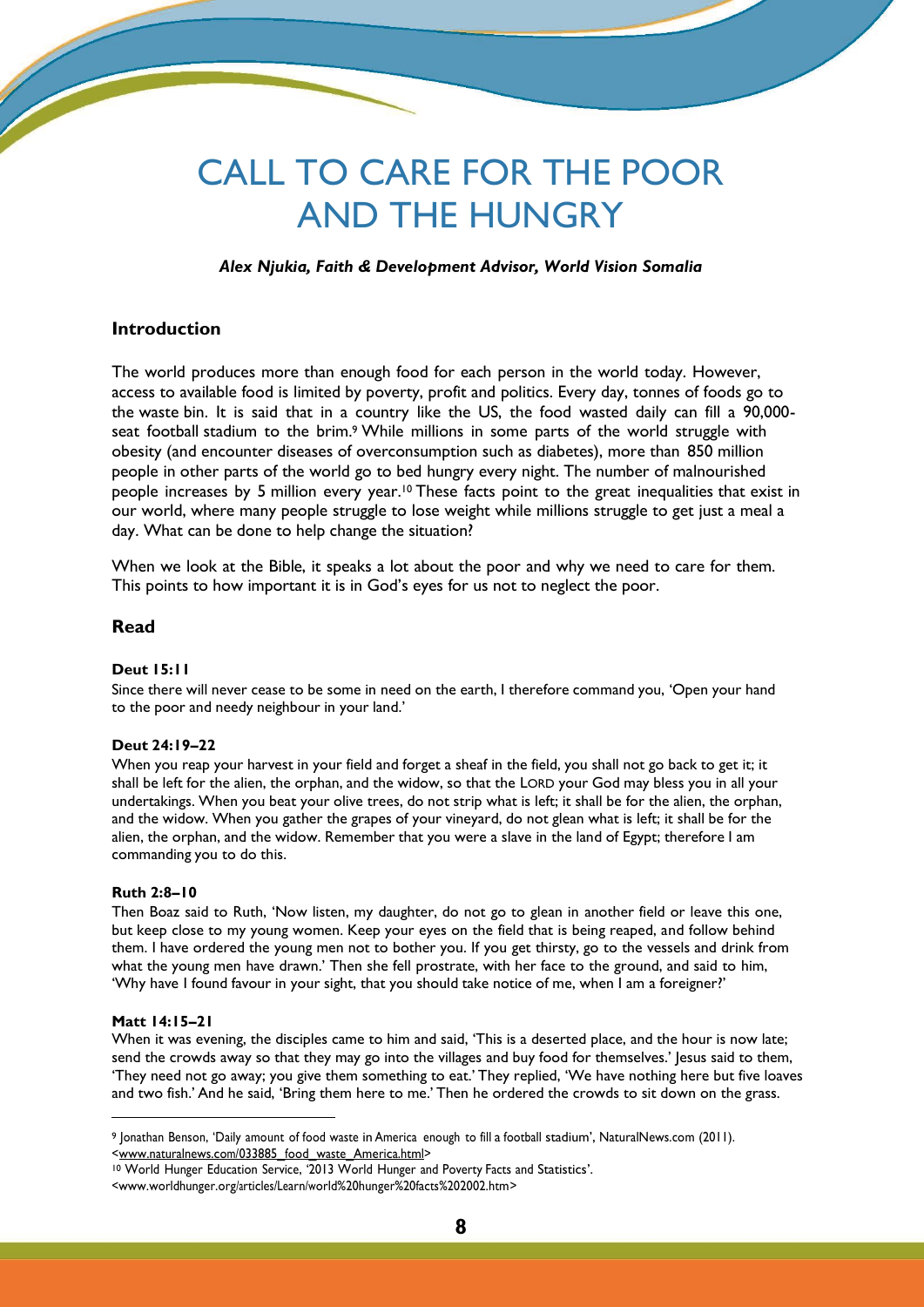# CALL TO CARE FOR THE POOR AND THE HUNGRY

***Alex Njukia, Faith & Development Advisor, World Vision Somalia***

## Introduction

The world produces more than enough food for each person in the world today. However, access to available food is limited by poverty, profit and politics. Every day, tonnes of foods go to the waste bin. It is said that in a country like the US, the food wasted daily can fill a 90,000-seat football stadium to the brim.[9] While millions in some parts of the world struggle with obesity (and encounter diseases of overconsumption such as diabetes), more than 850 million people in other parts of the world go to bed hungry every night. The number of malnourished people increases by 5 million every year.[10] These facts point to the great inequalities that exist in our world, where many people struggle to lose weight while millions struggle to get just a meal a day. What can be done to help change the situation?

When we look at the Bible, it speaks a lot about the poor and why we need to care for them. This points to how important it is in God's eyes for us not to neglect the poor.

## Read

**Deut 15:11**

Since there will never cease to be some in need on the earth, I therefore command you, 'Open your hand to the poor and needy neighbour in your land.'

**Deut 24:19–22**

When you reap your harvest in your field and forget a sheaf in the field, you shall not go back to get it; it shall be left for the alien, the orphan, and the widow, so that the LORD your God may bless you in all your undertakings. When you beat your olive trees, do not strip what is left; it shall be for the alien, the orphan, and the widow. When you gather the grapes of your vineyard, do not glean what is left; it shall be for the alien, the orphan, and the widow. Remember that you were a slave in the land of Egypt; therefore I am commanding you to do this.

**Ruth 2:8–10**

Then Boaz said to Ruth, 'Now listen, my daughter, do not go to glean in another field or leave this one, but keep close to my young women. Keep your eyes on the field that is being reaped, and follow behind them. I have ordered the young men not to bother you. If you get thirsty, go to the vessels and drink from what the young men have drawn.' Then she fell prostrate, with her face to the ground, and said to him, 'Why have I found favour in your sight, that you should take notice of me, when I am a foreigner?'

**Matt 14:15–21**

When it was evening, the disciples came to him and said, 'This is a deserted place, and the hour is now late; send the crowds away so that they may go into the villages and buy food for themselves.' Jesus said to them, 'They need not go away; you give them something to eat.' They replied, 'We have nothing here but five loaves and two fish.' And he said, 'Bring them here to me.' Then he ordered the crowds to sit down on the grass.

---

[9] Jonathan Benson, 'Daily amount of food waste in America enough to fill a football stadium', NaturalNews.com (2011). <www.naturalnews.com/033885_food_waste_America.html>

[10] World Hunger Education Service, '2013 World Hunger and Poverty Facts and Statistics'. <www.worldhunger.org/articles/Learn/world%20hunger%20facts%202002.htm>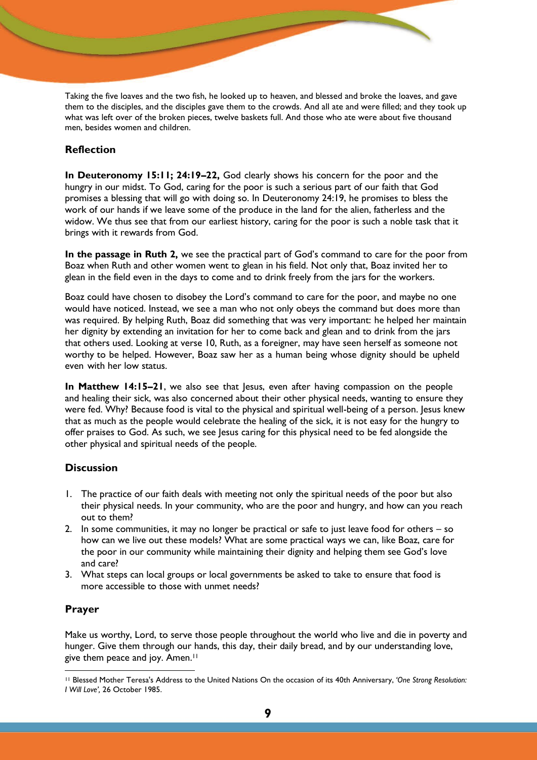Taking the five loaves and the two fish, he looked up to heaven, and blessed and broke the loaves, and gave them to the disciples, and the disciples gave them to the crowds. And all ate and were filled; and they took up what was left over of the broken pieces, twelve baskets full. And those who ate were about five thousand men, besides women and children.

## Reflection

**In Deuteronomy 15:11; 24:19–22,** God clearly shows his concern for the poor and the hungry in our midst. To God, caring for the poor is such a serious part of our faith that God promises a blessing that will go with doing so. In Deuteronomy 24:19, he promises to bless the work of our hands if we leave some of the produce in the land for the alien, fatherless and the widow. We thus see that from our earliest history, caring for the poor is such a noble task that it brings with it rewards from God.

**In the passage in Ruth 2,** we see the practical part of God's command to care for the poor from Boaz when Ruth and other women went to glean in his field. Not only that, Boaz invited her to glean in the field even in the days to come and to drink freely from the jars for the workers.

Boaz could have chosen to disobey the Lord's command to care for the poor, and maybe no one would have noticed. Instead, we see a man who not only obeys the command but does more than was required. By helping Ruth, Boaz did something that was very important: he helped her maintain her dignity by extending an invitation for her to come back and glean and to drink from the jars that others used. Looking at verse 10, Ruth, as a foreigner, may have seen herself as someone not worthy to be helped. However, Boaz saw her as a human being whose dignity should be upheld even with her low status.

**In Matthew 14:15–21**, we also see that Jesus, even after having compassion on the people and healing their sick, was also concerned about their other physical needs, wanting to ensure they were fed. Why? Because food is vital to the physical and spiritual well-being of a person. Jesus knew that as much as the people would celebrate the healing of the sick, it is not easy for the hungry to offer praises to God. As such, we see Jesus caring for this physical need to be fed alongside the other physical and spiritual needs of the people.

## Discussion

1. The practice of our faith deals with meeting not only the spiritual needs of the poor but also their physical needs. In your community, who are the poor and hungry, and how can you reach out to them?
2. In some communities, it may no longer be practical or safe to just leave food for others – so how can we live out these models? What are some practical ways we can, like Boaz, care for the poor in our community while maintaining their dignity and helping them see God's love and care?
3. What steps can local groups or local governments be asked to take to ensure that food is more accessible to those with unmet needs?

## Prayer

Make us worthy, Lord, to serve those people throughout the world who live and die in poverty and hunger. Give them through our hands, this day, their daily bread, and by our understanding love, give them peace and joy. Amen.[11]

[11] Blessed Mother Teresa's Address to the United Nations On the occasion of its 40th Anniversary, *'One Strong Resolution: I Will Love',* 26 October 1985.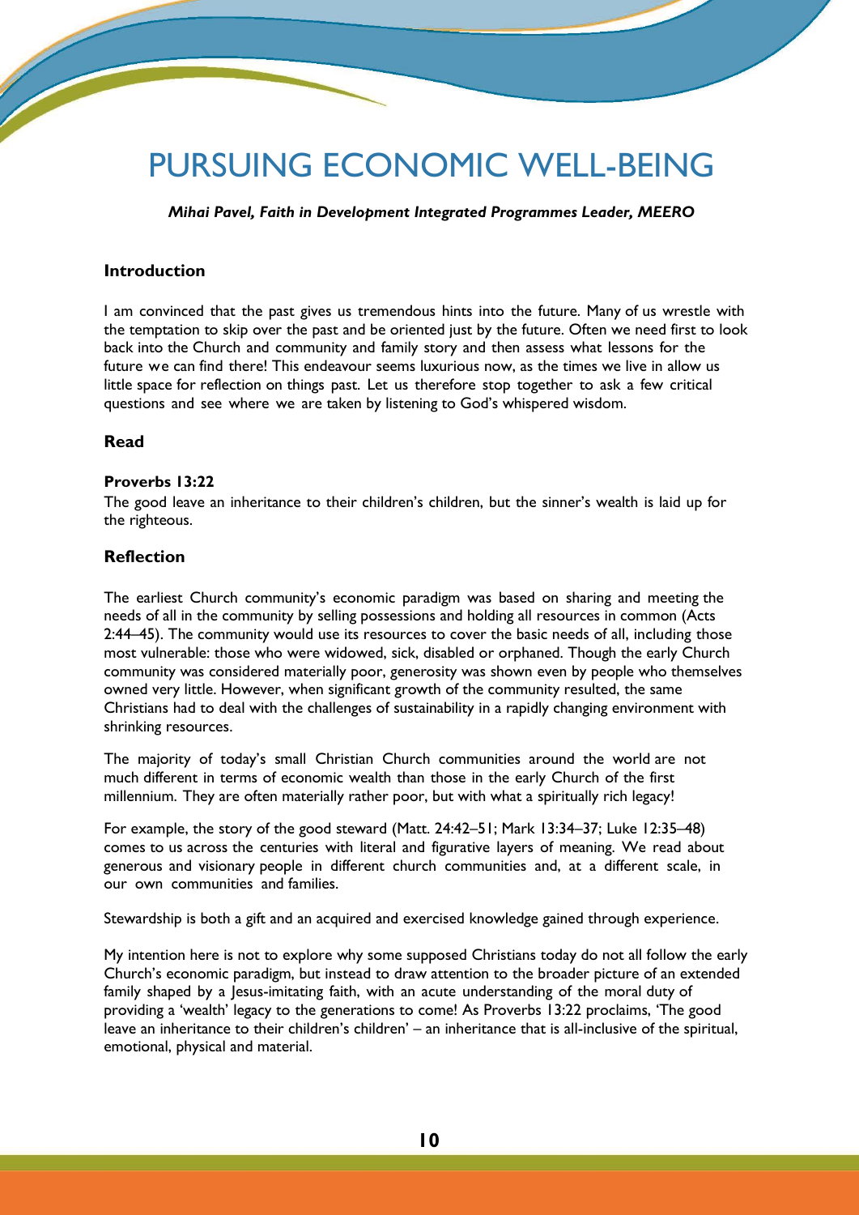# PURSUING ECONOMIC WELL-BEING

***Mihai Pavel, Faith in Development Integrated Programmes Leader, MEERO***

### Introduction

I am convinced that the past gives us tremendous hints into the future. Many of us wrestle with the temptation to skip over the past and be oriented just by the future. Often we need first to look back into the Church and community and family story and then assess what lessons for the future we can find there! This endeavour seems luxurious now, as the times we live in allow us little space for reflection on things past. Let us therefore stop together to ask a few critical questions and see where we are taken by listening to God's whispered wisdom.

### Read

**Proverbs 13:22**
The good leave an inheritance to their children's children, but the sinner's wealth is laid up for the righteous.

### Reflection

The earliest Church community's economic paradigm was based on sharing and meeting the needs of all in the community by selling possessions and holding all resources in common (Acts 2:44–45). The community would use its resources to cover the basic needs of all, including those most vulnerable: those who were widowed, sick, disabled or orphaned. Though the early Church community was considered materially poor, generosity was shown even by people who themselves owned very little. However, when significant growth of the community resulted, the same Christians had to deal with the challenges of sustainability in a rapidly changing environment with shrinking resources.

The majority of today's small Christian Church communities around the world are not much different in terms of economic wealth than those in the early Church of the first millennium. They are often materially rather poor, but with what a spiritually rich legacy!

For example, the story of the good steward (Matt. 24:42–51; Mark 13:34–37; Luke 12:35–48) comes to us across the centuries with literal and figurative layers of meaning. We read about generous and visionary people in different church communities and, at a different scale, in our own communities and families.

Stewardship is both a gift and an acquired and exercised knowledge gained through experience.

My intention here is not to explore why some supposed Christians today do not all follow the early Church's economic paradigm, but instead to draw attention to the broader picture of an extended family shaped by a Jesus-imitating faith, with an acute understanding of the moral duty of providing a 'wealth' legacy to the generations to come! As Proverbs 13:22 proclaims, 'The good leave an inheritance to their children's children' – an inheritance that is all-inclusive of the spiritual, emotional, physical and material.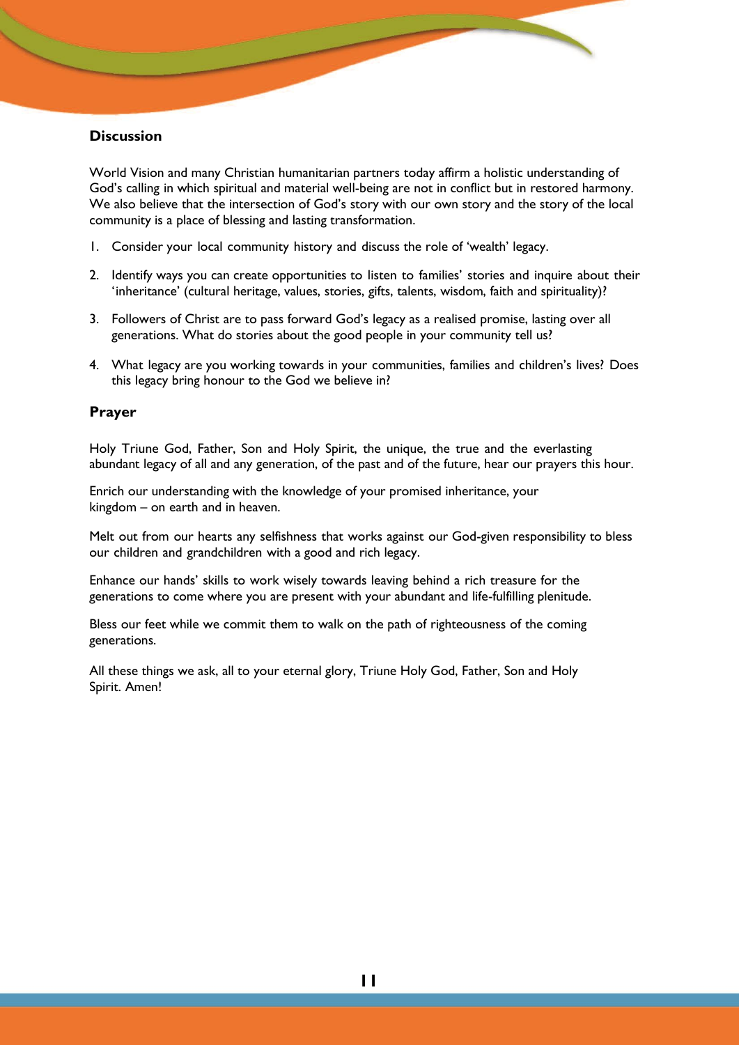## Discussion

World Vision and many Christian humanitarian partners today affirm a holistic understanding of God's calling in which spiritual and material well-being are not in conflict but in restored harmony. We also believe that the intersection of God's story with our own story and the story of the local community is a place of blessing and lasting transformation.

1. Consider your local community history and discuss the role of 'wealth' legacy.
2. Identify ways you can create opportunities to listen to families' stories and inquire about their 'inheritance' (cultural heritage, values, stories, gifts, talents, wisdom, faith and spirituality)?
3. Followers of Christ are to pass forward God's legacy as a realised promise, lasting over all generations. What do stories about the good people in your community tell us?
4. What legacy are you working towards in your communities, families and children's lives? Does this legacy bring honour to the God we believe in?

## Prayer

Holy Triune God, Father, Son and Holy Spirit, the unique, the true and the everlasting abundant legacy of all and any generation, of the past and of the future, hear our prayers this hour.

Enrich our understanding with the knowledge of your promised inheritance, your kingdom – on earth and in heaven.

Melt out from our hearts any selfishness that works against our God-given responsibility to bless our children and grandchildren with a good and rich legacy.

Enhance our hands' skills to work wisely towards leaving behind a rich treasure for the generations to come where you are present with your abundant and life-fulfilling plenitude.

Bless our feet while we commit them to walk on the path of righteousness of the coming generations.

All these things we ask, all to your eternal glory, Triune Holy God, Father, Son and Holy Spirit. Amen!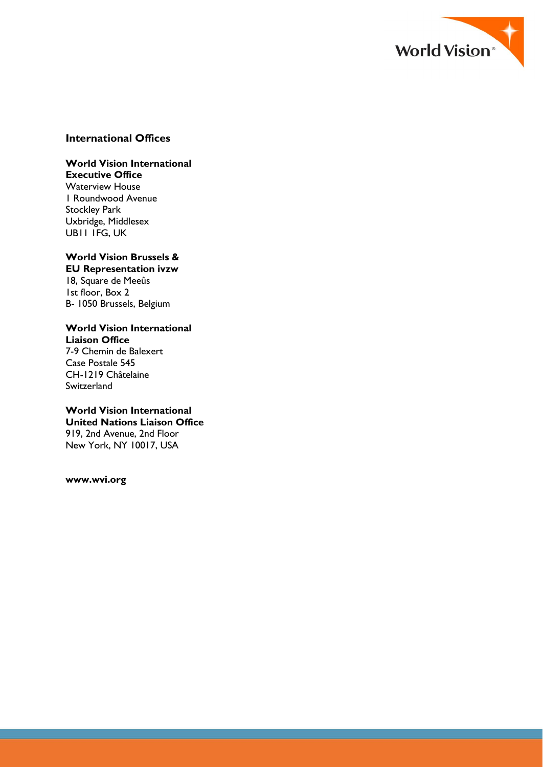## International Offices

**World Vision International**
**Executive Office**
Waterview House
1 Roundwood Avenue
Stockley Park
Uxbridge, Middlesex
UB11 1FG, UK

**World Vision Brussels &**
**EU Representation ivzw**
18, Square de Meeûs
1st floor, Box 2
B- 1050 Brussels, Belgium

**World Vision International**
**Liaison Office**
7-9 Chemin de Balexert
Case Postale 545
CH-1219 Châtelaine
Switzerland

**World Vision International**
**United Nations Liaison Office**
919, 2nd Avenue, 2nd Floor
New York, NY 10017, USA

**www.wvi.org**